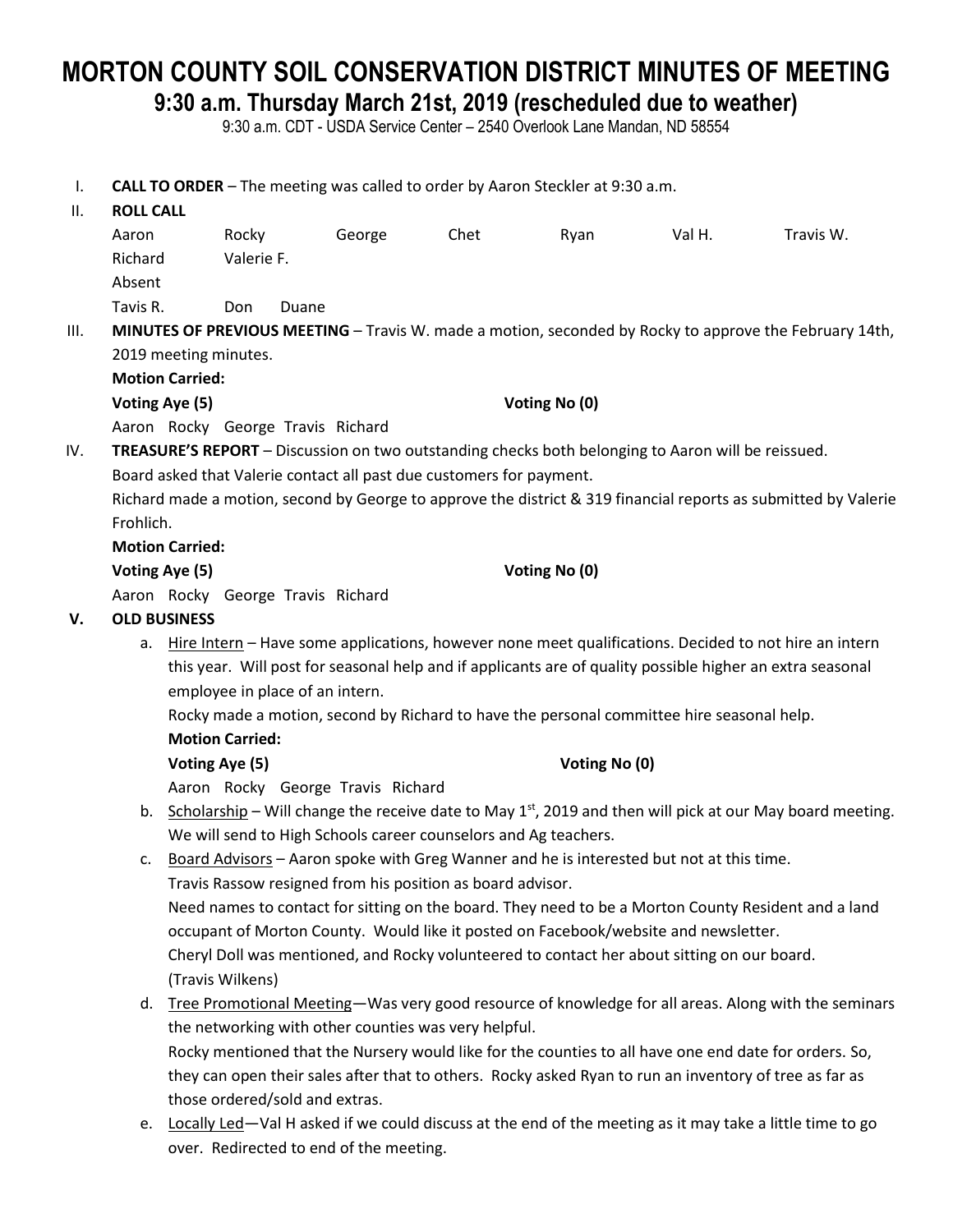# MORTON COUNTY SOIL CONSERVATION DISTRICT MINUTES OF MEETING

## 9:30 a.m. Thursday March 21st, 2019 (rescheduled due to weather)

9:30 a.m. CDT - USDA Service Center – 2540 Overlook Lane Mandan, ND 58554

I. **CALL TO ORDER** – The meeting was called to order by Aaron Steckler at 9:30 a.m.

II. **ROLL CALL**

Aaron Rocky George Chet Ryan Val H. Travis W.
Richard Valerie F.

Absent

Tavis R. Don Duane

III. **MINUTES OF PREVIOUS MEETING** – Travis W. made a motion, seconded by Rocky to approve the February 14th, 2019 meeting minutes.

**Motion Carried:**

**Voting Aye (5)** **Voting No (0)**

Aaron Rocky George Travis Richard

IV. **TREASURE'S REPORT** – Discussion on two outstanding checks both belonging to Aaron will be reissued.
Board asked that Valerie contact all past due customers for payment.
Richard made a motion, second by George to approve the district & 319 financial reports as submitted by Valerie Frohlich.

**Motion Carried:**

**Voting Aye (5)** **Voting No (0)**

Aaron Rocky George Travis Richard

**V. OLD BUSINESS**

a. Hire Intern – Have some applications, however none meet qualifications. Decided to not hire an intern this year. Will post for seasonal help and if applicants are of quality possible higher an extra seasonal employee in place of an intern.
Rocky made a motion, second by Richard to have the personal committee hire seasonal help.

**Motion Carried:**

**Voting Aye (5)** **Voting No (0)**

Aaron Rocky George Travis Richard

b. Scholarship – Will change the receive date to May 1st, 2019 and then will pick at our May board meeting. We will send to High Schools career counselors and Ag teachers.

c. Board Advisors – Aaron spoke with Greg Wanner and he is interested but not at this time.
Travis Rassow resigned from his position as board advisor.
Need names to contact for sitting on the board. They need to be a Morton County Resident and a land occupant of Morton County. Would like it posted on Facebook/website and newsletter.
Cheryl Doll was mentioned, and Rocky volunteered to contact her about sitting on our board.
(Travis Wilkens)

d. Tree Promotional Meeting—Was very good resource of knowledge for all areas. Along with the seminars the networking with other counties was very helpful.
Rocky mentioned that the Nursery would like for the counties to all have one end date for orders. So, they can open their sales after that to others. Rocky asked Ryan to run an inventory of tree as far as those ordered/sold and extras.

e. Locally Led—Val H asked if we could discuss at the end of the meeting as it may take a little time to go over. Redirected to end of the meeting.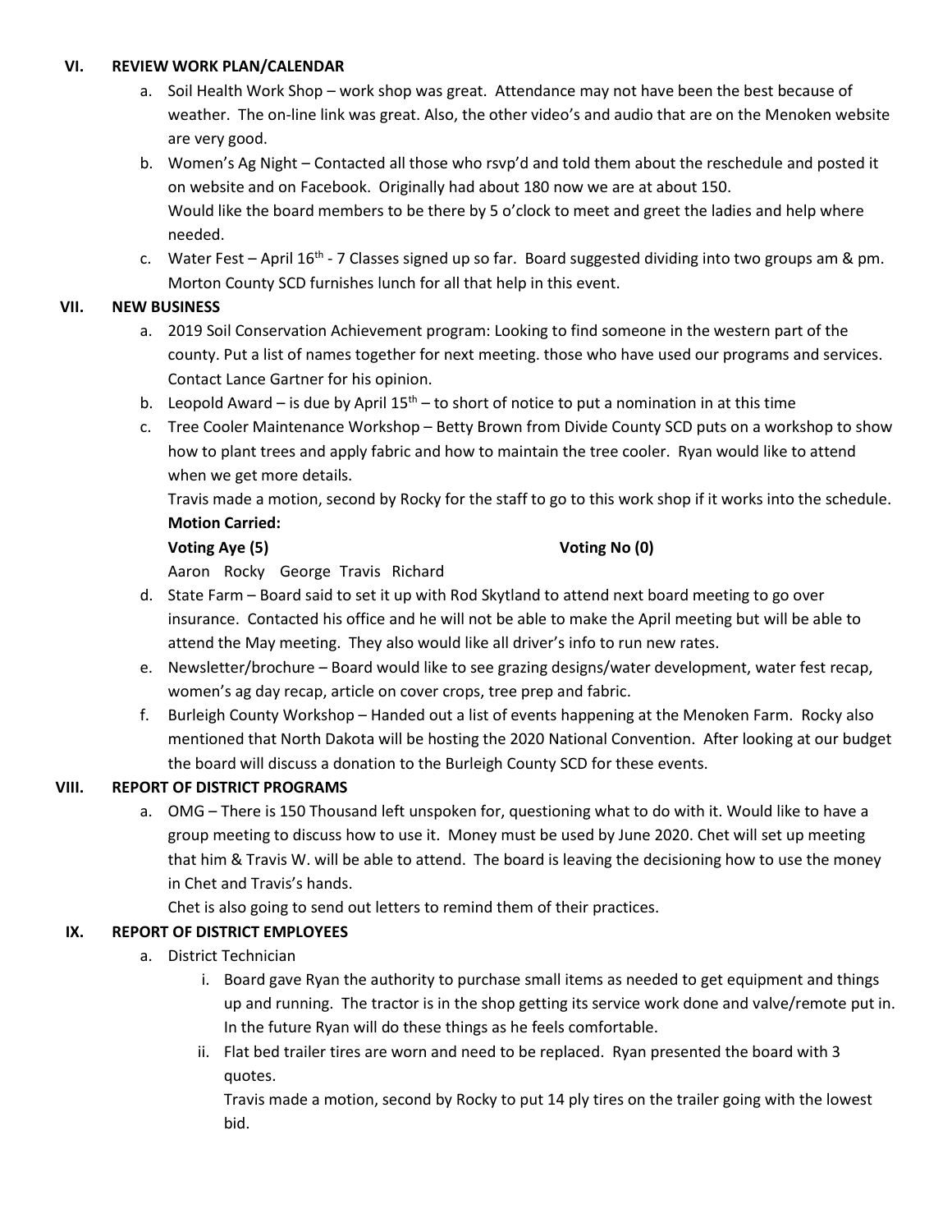## VI. REVIEW WORK PLAN/CALENDAR

a. Soil Health Work Shop – work shop was great. Attendance may not have been the best because of weather. The on-line link was great. Also, the other video's and audio that are on the Menoken website are very good.

b. Women's Ag Night – Contacted all those who rsvp'd and told them about the reschedule and posted it on website and on Facebook. Originally had about 180 now we are at about 150.
Would like the board members to be there by 5 o'clock to meet and greet the ladies and help where needed.

c. Water Fest – April 16th - 7 Classes signed up so far. Board suggested dividing into two groups am & pm. Morton County SCD furnishes lunch for all that help in this event.

## VII. NEW BUSINESS

a. 2019 Soil Conservation Achievement program: Looking to find someone in the western part of the county. Put a list of names together for next meeting. those who have used our programs and services. Contact Lance Gartner for his opinion.

b. Leopold Award – is due by April 15th – to short of notice to put a nomination in at this time

c. Tree Cooler Maintenance Workshop – Betty Brown from Divide County SCD puts on a workshop to show how to plant trees and apply fabric and how to maintain the tree cooler. Ryan would like to attend when we get more details.
Travis made a motion, second by Rocky for the staff to go to this work shop if it works into the schedule.
**Motion Carried:**
**Voting Aye (5)** **Voting No (0)**
Aaron Rocky George Travis Richard

d. State Farm – Board said to set it up with Rod Skytland to attend next board meeting to go over insurance. Contacted his office and he will not be able to make the April meeting but will be able to attend the May meeting. They also would like all driver's info to run new rates.

e. Newsletter/brochure – Board would like to see grazing designs/water development, water fest recap, women's ag day recap, article on cover crops, tree prep and fabric.

f. Burleigh County Workshop – Handed out a list of events happening at the Menoken Farm. Rocky also mentioned that North Dakota will be hosting the 2020 National Convention. After looking at our budget the board will discuss a donation to the Burleigh County SCD for these events.

## VIII. REPORT OF DISTRICT PROGRAMS

a. OMG – There is 150 Thousand left unspoken for, questioning what to do with it. Would like to have a group meeting to discuss how to use it. Money must be used by June 2020. Chet will set up meeting that him & Travis W. will be able to attend. The board is leaving the decisioning how to use the money in Chet and Travis's hands.
Chet is also going to send out letters to remind them of their practices.

## IX. REPORT OF DISTRICT EMPLOYEES

a. District Technician

i. Board gave Ryan the authority to purchase small items as needed to get equipment and things up and running. The tractor is in the shop getting its service work done and valve/remote put in. In the future Ryan will do these things as he feels comfortable.

ii. Flat bed trailer tires are worn and need to be replaced. Ryan presented the board with 3 quotes.
Travis made a motion, second by Rocky to put 14 ply tires on the trailer going with the lowest bid.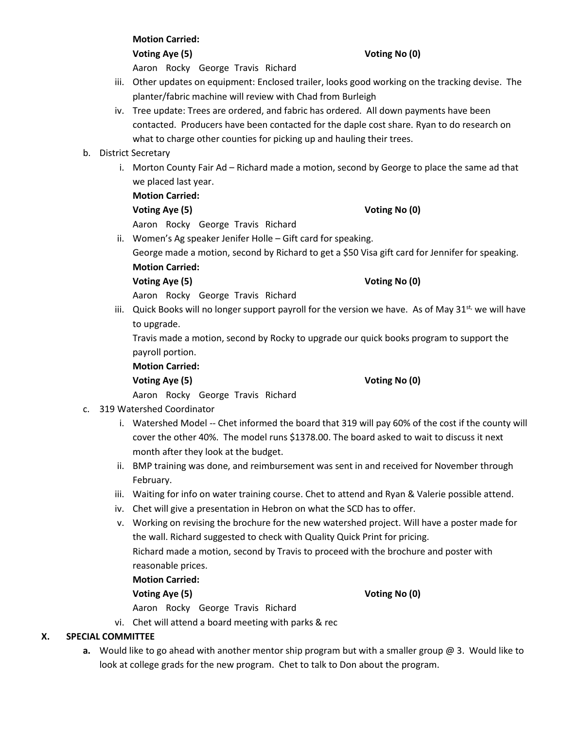**Motion Carried:**

**Voting Aye (5)** **Voting No (0)**

Aaron Rocky George Travis Richard

iii. Other updates on equipment: Enclosed trailer, looks good working on the tracking devise. The planter/fabric machine will review with Chad from Burleigh

iv. Tree update: Trees are ordered, and fabric has ordered. All down payments have been contacted. Producers have been contacted for the daple cost share. Ryan to do research on what to charge other counties for picking up and hauling their trees.

b. District Secretary

i. Morton County Fair Ad – Richard made a motion, second by George to place the same ad that we placed last year.

**Motion Carried:**

**Voting Aye (5)** **Voting No (0)**

Aaron Rocky George Travis Richard

ii. Women's Ag speaker Jenifer Holle – Gift card for speaking.
George made a motion, second by Richard to get a $50 Visa gift card for Jennifer for speaking.

**Motion Carried:**

**Voting Aye (5)** **Voting No (0)**

Aaron Rocky George Travis Richard

iii. Quick Books will no longer support payroll for the version we have. As of May 31st, we will have to upgrade.
Travis made a motion, second by Rocky to upgrade our quick books program to support the payroll portion.

**Motion Carried:**

**Voting Aye (5)** **Voting No (0)**

Aaron Rocky George Travis Richard

c. 319 Watershed Coordinator

i. Watershed Model -- Chet informed the board that 319 will pay 60% of the cost if the county will cover the other 40%. The model runs $1378.00. The board asked to wait to discuss it next month after they look at the budget.

ii. BMP training was done, and reimbursement was sent in and received for November through February.

iii. Waiting for info on water training course. Chet to attend and Ryan & Valerie possible attend.

iv. Chet will give a presentation in Hebron on what the SCD has to offer.

v. Working on revising the brochure for the new watershed project. Will have a poster made for the wall. Richard suggested to check with Quality Quick Print for pricing.
Richard made a motion, second by Travis to proceed with the brochure and poster with reasonable prices.

**Motion Carried:**

**Voting Aye (5)** **Voting No (0)**

Aaron Rocky George Travis Richard

vi. Chet will attend a board meeting with parks & rec

## X. SPECIAL COMMITTEE

**a.** Would like to go ahead with another mentor ship program but with a smaller group @ 3. Would like to look at college grads for the new program. Chet to talk to Don about the program.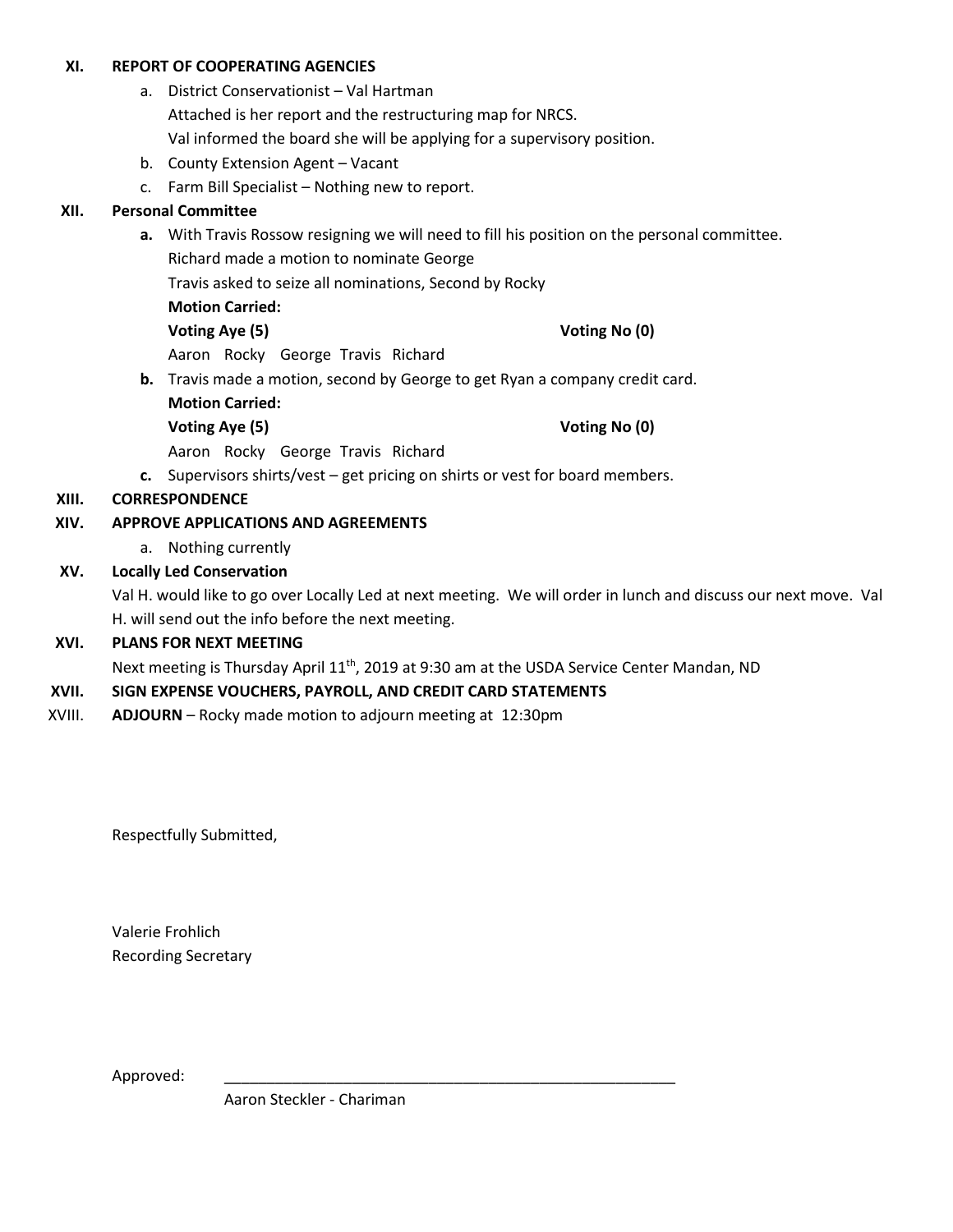**XI. REPORT OF COOPERATING AGENCIES**

a. District Conservationist – Val Hartman
   Attached is her report and the restructuring map for NRCS.
   Val informed the board she will be applying for a supervisory position.

b. County Extension Agent – Vacant

c. Farm Bill Specialist – Nothing new to report.

**XII. Personal Committee**

**a.** With Travis Rossow resigning we will need to fill his position on the personal committee.
   Richard made a motion to nominate George
   Travis asked to seize all nominations, Second by Rocky
   **Motion Carried:**
   **Voting Aye (5)** **Voting No (0)**
   Aaron Rocky George Travis Richard

**b.** Travis made a motion, second by George to get Ryan a company credit card.
   **Motion Carried:**
   **Voting Aye (5)** **Voting No (0)**
   Aaron Rocky George Travis Richard

**c.** Supervisors shirts/vest – get pricing on shirts or vest for board members.

**XIII. CORRESPONDENCE**

**XIV. APPROVE APPLICATIONS AND AGREEMENTS**

a. Nothing currently

**XV. Locally Led Conservation**

Val H. would like to go over Locally Led at next meeting. We will order in lunch and discuss our next move. Val H. will send out the info before the next meeting.

**XVI. PLANS FOR NEXT MEETING**

Next meeting is Thursday April 11th, 2019 at 9:30 am at the USDA Service Center Mandan, ND

**XVII. SIGN EXPENSE VOUCHERS, PAYROLL, AND CREDIT CARD STATEMENTS**

XVIII. **ADJOURN** – Rocky made motion to adjourn meeting at 12:30pm

Respectfully Submitted,

Valerie Frohlich
Recording Secretary

Approved: \_\_\_\_\_\_\_\_\_\_\_\_\_\_\_\_\_\_\_\_\_\_\_\_\_\_\_\_\_\_\_\_\_\_\_\_\_\_\_\_\_\_\_\_\_\_\_\_
Aaron Steckler - Chariman